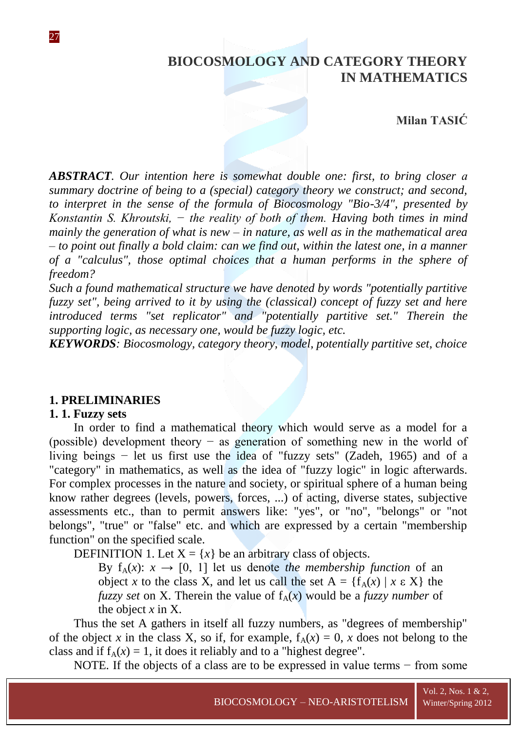# BIOCOSMOLOGY AND CATEGORY THEORY IN MATHEMATICS

**Milan TASIĆ**

***ABSTRACT****. Our intention here is somewhat double one: first, to bring closer a summary doctrine of being to a (special) category theory we construct; and second, to interpret in the sense of the formula of Biocosmology "Bio-3/4", presented by Konstantin S. Khroutski, − the reality of both of them. Having both times in mind mainly the generation of what is new – in nature, as well as in the mathematical area – to point out finally a bold claim: can we find out, within the latest one, in a manner of a "calculus", those optimal choices that a human performs in the sphere of freedom?*

*Such a found mathematical structure we have denoted by words "potentially partitive fuzzy set", being arrived to it by using the (classical) concept of fuzzy set and here introduced terms "set replicator" and "potentially partitive set." Therein the supporting logic, as necessary one, would be fuzzy logic, etc.*

***KEYWORDS****: Biocosmology, category theory, model, potentially partitive set, choice*

## 1. PRELIMINARIES

### 1. 1. Fuzzy sets

In order to find a mathematical theory which would serve as a model for a (possible) development theory − as generation of something new in the world of living beings − let us first use the idea of "fuzzy sets" (Zadeh, 1965) and of a "category" in mathematics, as well as the idea of "fuzzy logic" in logic afterwards. For complex processes in the nature and society, or spiritual sphere of a human being know rather degrees (levels, powers, forces, ...) of acting, diverse states, subjective assessments etc., than to permit answers like: "yes", or "no", "belongs" or "not belongs", "true" or "false" etc. and which are expressed by a certain "membership function" on the specified scale.

DEFINITION 1. Let $X = \{x\}$ be an arbitrary class of objects.

> By $f_A(x)$: $x \rightarrow [0, 1]$ let us denote *the membership function* of an object $x$ to the class X, and let us call the set $A = \{f_A(x) \mid x \,\varepsilon\, X\}$ the *fuzzy set* on X. Therein the value of $f_A(x)$ would be a *fuzzy number* of the object $x$ in X.

Thus the set A gathers in itself all fuzzy numbers, as "degrees of membership" of the object $x$ in the class X, so if, for example, $f_A(x) = 0$, $x$ does not belong to the class and if $f_A(x) = 1$, it does it reliably and to a "highest degree".

NOTE. If the objects of a class are to be expressed in value terms − from some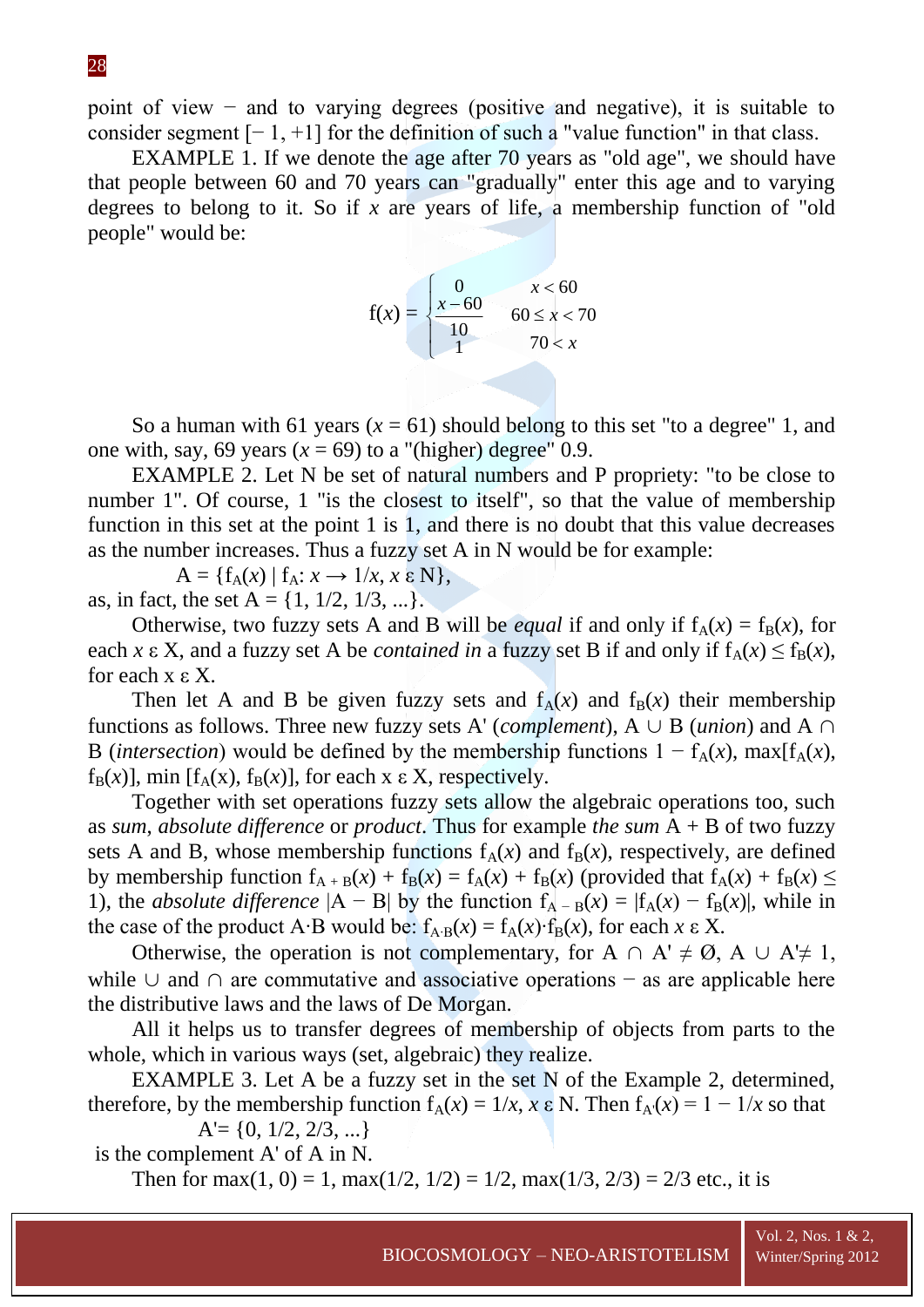point of view − and to varying degrees (positive and negative), it is suitable to consider segment [− 1, +1] for the definition of such a "value function" in that class.

EXAMPLE 1. If we denote the age after 70 years as "old age", we should have that people between 60 and 70 years can "gradually" enter this age and to varying degrees to belong to it. So if $x$ are years of life, a membership function of "old people" would be:

$$f(x) = \begin{cases} 0 & x < 60 \\ \dfrac{x-60}{10} & 60 \leq x < 70 \\ 1 & 70 < x \end{cases}$$

So a human with 61 years ($x = 61$) should belong to this set "to a degree" 1, and one with, say, 69 years ($x = 69$) to a "(higher) degree" 0.9.

EXAMPLE 2. Let N be set of natural numbers and P propriety: "to be close to number 1". Of course, 1 "is the closest to itself", so that the value of membership function in this set at the point 1 is 1, and there is no doubt that this value decreases as the number increases. Thus a fuzzy set A in N would be for example:

$A = \{f_A(x) \mid f_A: x \rightarrow 1/x, x \; \varepsilon \; N\}$,

as, in fact, the set A = {1, 1/2, 1/3, ...}.

Otherwise, two fuzzy sets A and B will be *equal* if and only if $f_A(x) = f_B(x)$, for each $x \; \varepsilon$ X, and a fuzzy set A be *contained in* a fuzzy set B if and only if $f_A(x) \leq f_B(x)$, for each x ε X.

Then let A and B be given fuzzy sets and $f_A(x)$ and $f_B(x)$ their membership functions as follows. Three new fuzzy sets A' (*complement*), A ∪ B (*union*) and A ∩ B (*intersection*) would be defined by the membership functions $1 - f_A(x)$, $\max[f_A(x), f_B(x)]$, $\min [f_A(x), f_B(x)]$, for each x ε X, respectively.

Together with set operations fuzzy sets allow the algebraic operations too, such as *sum*, *absolute difference* or *product*. Thus for example *the sum* A + B of two fuzzy sets A and B, whose membership functions $f_A(x)$ and $f_B(x)$, respectively, are defined by membership function $f_{A+B}(x) + f_B(x) = f_A(x) + f_B(x)$ (provided that $f_A(x) + f_B(x) \leq 1$), the *absolute difference* |A − B| by the function $f_{A-B}(x) = |f_A(x) - f_B(x)|$, while in the case of the product A·B would be: $f_{A \cdot B}(x) = f_A(x) \cdot f_B(x)$, for each $x$ ε X.

Otherwise, the operation is not complementary, for A ∩ A' ≠ Ø, A ∪ A'≠ 1, while ∪ and ∩ are commutative and associative operations − as are applicable here the distributive laws and the laws of De Morgan.

All it helps us to transfer degrees of membership of objects from parts to the whole, which in various ways (set, algebraic) they realize.

EXAMPLE 3. Let A be a fuzzy set in the set N of the Example 2, determined, therefore, by the membership function $f_A(x) = 1/x$, $x$ ε N. Then $f_{A'}(x) = 1 - 1/x$ so that

A'= {0, 1/2, 2/3, ...}

is the complement A' of A in N.

Then for max(1, 0) = 1, max(1/2, 1/2) = 1/2, max(1/3, 2/3) = 2/3 etc., it is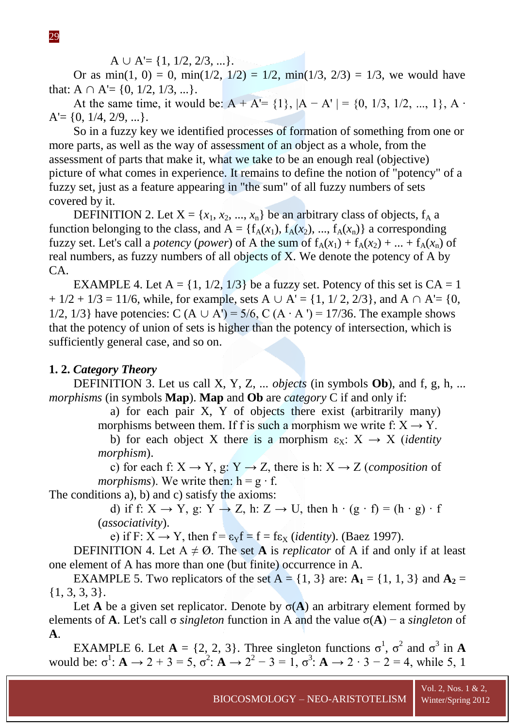$A \cup A' = \{1, 1/2, 2/3, ...\}$.

Or as $\min(1, 0) = 0$, $\min(1/2, 1/2) = 1/2$, $\min(1/3, 2/3) = 1/3$, we would have that: $A \cap A' = \{0, 1/2, 1/3, ...\}$.

At the same time, it would be: $A + A' = \{1\}$, $|A - A'| = \{0, 1/3, 1/2, ..., 1\}$, $A \cdot A' = \{0, 1/4, 2/9, ...\}$.

So in a fuzzy key we identified processes of formation of something from one or more parts, as well as the way of assessment of an object as a whole, from the assessment of parts that make it, what we take to be an enough real (objective) picture of what comes in experience. It remains to define the notion of "potency" of a fuzzy set, just as a feature appearing in "the sum" of all fuzzy numbers of sets covered by it.

DEFINITION 2. Let $X = \{x_1, x_2, ..., x_n\}$ be an arbitrary class of objects, $f_A$ a function belonging to the class, and $A = \{f_A(x_1), f_A(x_2), ..., f_A(x_n)\}$ a corresponding fuzzy set. Let's call a *potency* (*power*) of A the sum of $f_A(x_1) + f_A(x_2) + ... + f_A(x_n)$ of real numbers, as fuzzy numbers of all objects of X. We denote the potency of A by CA.

EXAMPLE 4. Let $A = \{1, 1/2, 1/3\}$ be a fuzzy set. Potency of this set is $CA = 1 + 1/2 + 1/3 = 11/6$, while, for example, sets $A \cup A' = \{1, 1/2, 2/3\}$, and $A \cap A' = \{0, 1/2, 1/3\}$ have potencies: $C(A \cup A') = 5/6$, $C(A \cdot A') = 17/36$. The example shows that the potency of union of sets is higher than the potency of intersection, which is sufficiently general case, and so on.

## 1. 2. *Category Theory*

DEFINITION 3. Let us call X, Y, Z, ... *objects* (in symbols **Ob**), and f, g, h, ... *morphisms* (in symbols **Map**). **Map** and **Ob** are *category* C if and only if:

a) for each pair X, Y of objects there exist (arbitrarily many) morphisms between them. If f is such a morphism we write $f: X \to Y$.

b) for each object X there is a morphism $\varepsilon_X: X \to X$ (*identity morphism*).

c) for each $f: X \to Y$, $g: Y \to Z$, there is $h: X \to Z$ (*composition of morphisms*). We write then: $h = g \cdot f$.

The conditions a), b) and c) satisfy the axioms:

d) if $f: X \to Y$, $g: Y \to Z$, $h: Z \to U$, then $h \cdot (g \cdot f) = (h \cdot g) \cdot f$ (*associativity*).

e) if $F: X \to Y$, then $f = \varepsilon_Y f = f = f\varepsilon_X$ (*identity*). (Baez 1997).

DEFINITION 4. Let $A \neq \emptyset$. The set **A** is *replicator* of A if and only if at least one element of A has more than one (but finite) occurrence in A.

EXAMPLE 5. Two replicators of the set $A = \{1, 3\}$ are: $\mathbf{A_1} = \{1, 1, 3\}$ and $\mathbf{A_2} = \{1, 3, 3, 3\}$.

Let **A** be a given set replicator. Denote by $\sigma(\mathbf{A})$ an arbitrary element formed by elements of **A**. Let's call σ *singleton* function in A and the value $\sigma(\mathbf{A})$ − a *singleton* of **A**.

EXAMPLE 6. Let $\mathbf{A} = \{2, 2, 3\}$. Three singleton functions $\sigma^1$, $\sigma^2$ and $\sigma^3$ in **A** would be: $\sigma^1: \mathbf{A} \to 2 + 3 = 5$, $\sigma^2: \mathbf{A} \to 2^2 - 3 = 1$, $\sigma^3: \mathbf{A} \to 2 \cdot 3 - 2 = 4$, while 5, 1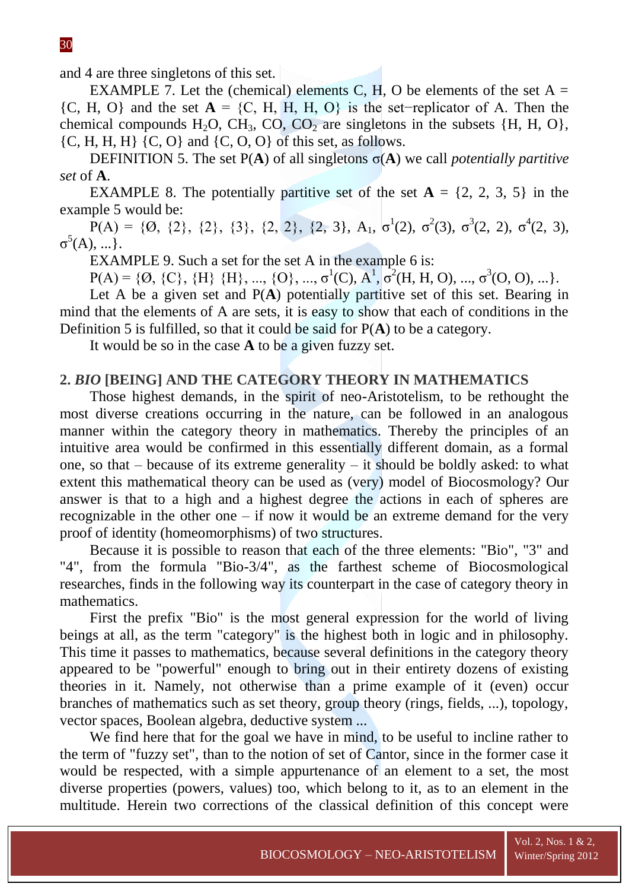and 4 are three singletons of this set.

EXAMPLE 7. Let the (chemical) elements C, H, O be elements of the set A = {C, H, O} and the set **A** = {C, H, H, H, O} is the set−replicator of A. Then the chemical compounds $H_2O$, $CH_3$, CO, $CO_2$ are singletons in the subsets {H, H, O}, {C, H, H, H} {C, O} and {C, O, O} of this set, as follows.

DEFINITION 5. The set P(**A**) of all singletons σ(**A**) we call *potentially partitive set* of **A**.

EXAMPLE 8. The potentially partitive set of the set **A** = {2, 2, 3, 5} in the example 5 would be:

P(A) = {Ø, {2}, {2}, {3}, {2, 2}, {2, 3}, $A_1$, $\sigma^1(2)$, $\sigma^2(3)$, $\sigma^3(2, 2)$, $\sigma^4(2, 3)$, $\sigma^5(A)$, ...}.

EXAMPLE 9. Such a set for the set A in the example 6 is:

P(A) = {Ø, {C}, {H} {H}, ..., {O}, ..., $\sigma^1(C)$, $A^1$, $\sigma^2(H, H, O)$, ..., $\sigma^3(O, O)$, ...}.

Let A be a given set and P(**A**) potentially partitive set of this set. Bearing in mind that the elements of A are sets, it is easy to show that each of conditions in the Definition 5 is fulfilled, so that it could be said for P(**A**) to be a category.

It would be so in the case **A** to be a given fuzzy set.

## 2. *BIO* [BEING] AND THE CATEGORY THEORY IN MATHEMATICS

Those highest demands, in the spirit of neo-Aristotelism, to be rethought the most diverse creations occurring in the nature, can be followed in an analogous manner within the category theory in mathematics. Thereby the principles of an intuitive area would be confirmed in this essentially different domain, as a formal one, so that – because of its extreme generality – it should be boldly asked: to what extent this mathematical theory can be used as (very) model of Biocosmology? Our answer is that to a high and a highest degree the actions in each of spheres are recognizable in the other one – if now it would be an extreme demand for the very proof of identity (homeomorphisms) of two structures.

Because it is possible to reason that each of the three elements: "Bio", "3" and "4", from the formula "Bio-3/4", as the farthest scheme of Biocosmological researches, finds in the following way its counterpart in the case of category theory in mathematics.

First the prefix "Bio" is the most general expression for the world of living beings at all, as the term "category" is the highest both in logic and in philosophy. This time it passes to mathematics, because several definitions in the category theory appeared to be "powerful" enough to bring out in their entirety dozens of existing theories in it. Namely, not otherwise than a prime example of it (even) occur branches of mathematics such as set theory, group theory (rings, fields, ...), topology, vector spaces, Boolean algebra, deductive system ...

We find here that for the goal we have in mind, to be useful to incline rather to the term of "fuzzy set", than to the notion of set of Cantor, since in the former case it would be respected, with a simple appurtenance of an element to a set, the most diverse properties (powers, values) too, which belong to it, as to an element in the multitude. Herein two corrections of the classical definition of this concept were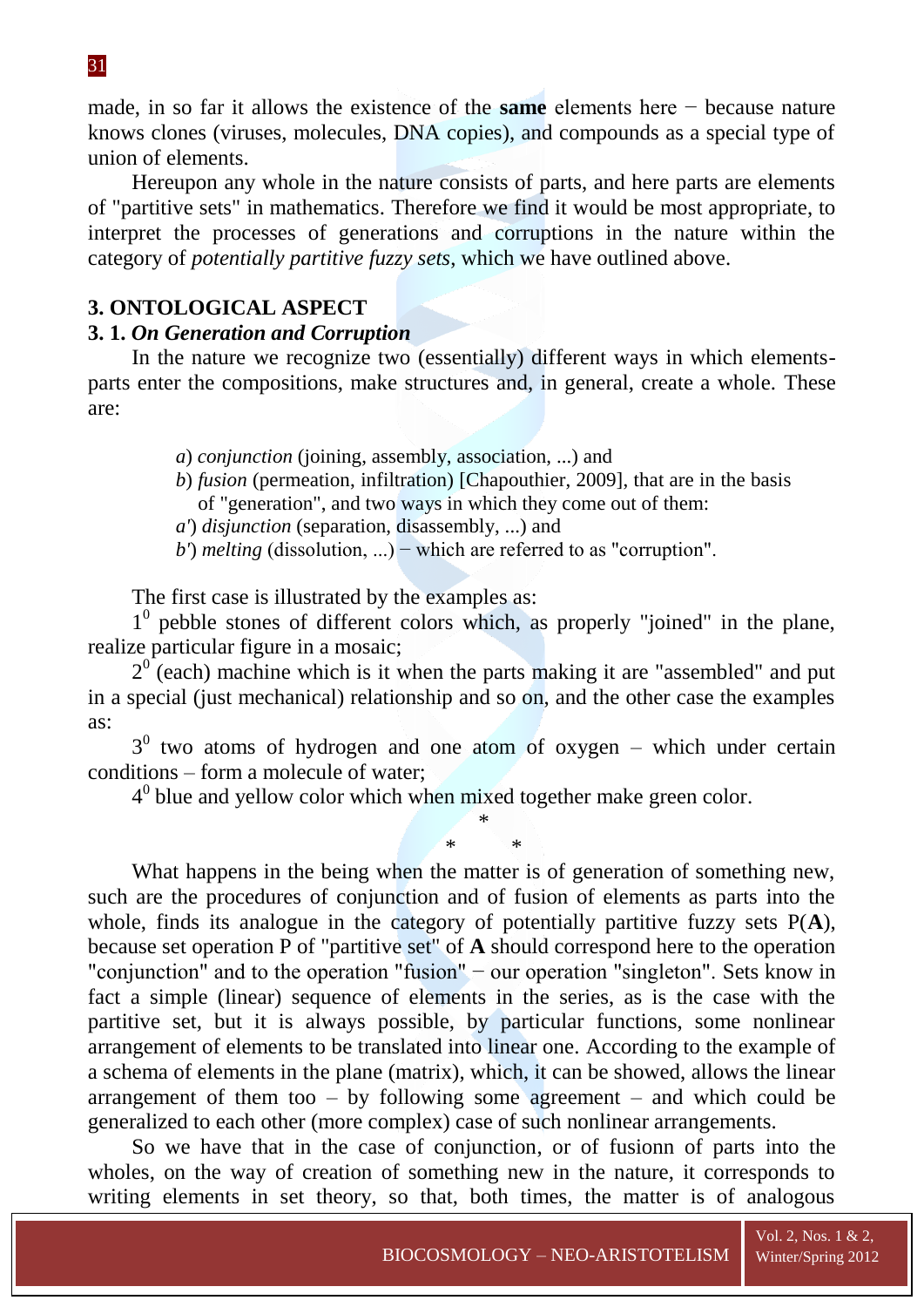made, in so far it allows the existence of the **same** elements here − because nature knows clones (viruses, molecules, DNA copies), and compounds as a special type of union of elements.

Hereupon any whole in the nature consists of parts, and here parts are elements of "partitive sets" in mathematics. Therefore we find it would be most appropriate, to interpret the processes of generations and corruptions in the nature within the category of *potentially partitive fuzzy sets*, which we have outlined above.

## 3. ONTOLOGICAL ASPECT

### 3. 1. *On Generation and Corruption*

In the nature we recognize two (essentially) different ways in which elements-parts enter the compositions, make structures and, in general, create a whole. These are:

> *a*) *conjunction* (joining, assembly, association, ...) and
> *b*) *fusion* (permeation, infiltration) [Chapouthier, 2009], that are in the basis of "generation", and two ways in which they come out of them:
> *a'*) *disjunction* (separation, disassembly, ...) and
> *b'*) *melting* (dissolution, ...) − which are referred to as "corruption".

The first case is illustrated by the examples as:

$1^0$ pebble stones of different colors which, as properly "joined" in the plane, realize particular figure in a mosaic;

$2^0$ (each) machine which is it when the parts making it are "assembled" and put in a special (just mechanical) relationship and so on, and the other case the examples as:

$3^0$ two atoms of hydrogen and one atom of oxygen – which under certain conditions – form a molecule of water;

$4^0$ blue and yellow color which when mixed together make green color.

\*
\* \*

What happens in the being when the matter is of generation of something new, such are the procedures of conjunction and of fusion of elements as parts into the whole, finds its analogue in the category of potentially partitive fuzzy sets P(**A**), because set operation P of "partitive set" of **A** should correspond here to the operation "conjunction" and to the operation "fusion" − our operation "singleton". Sets know in fact a simple (linear) sequence of elements in the series, as is the case with the partitive set, but it is always possible, by particular functions, some nonlinear arrangement of elements to be translated into linear one. According to the example of a schema of elements in the plane (matrix), which, it can be showed, allows the linear arrangement of them too – by following some agreement – and which could be generalized to each other (more complex) case of such nonlinear arrangements.

So we have that in the case of conjunction, or of fusionn of parts into the wholes, on the way of creation of something new in the nature, it corresponds to writing elements in set theory, so that, both times, the matter is of analogous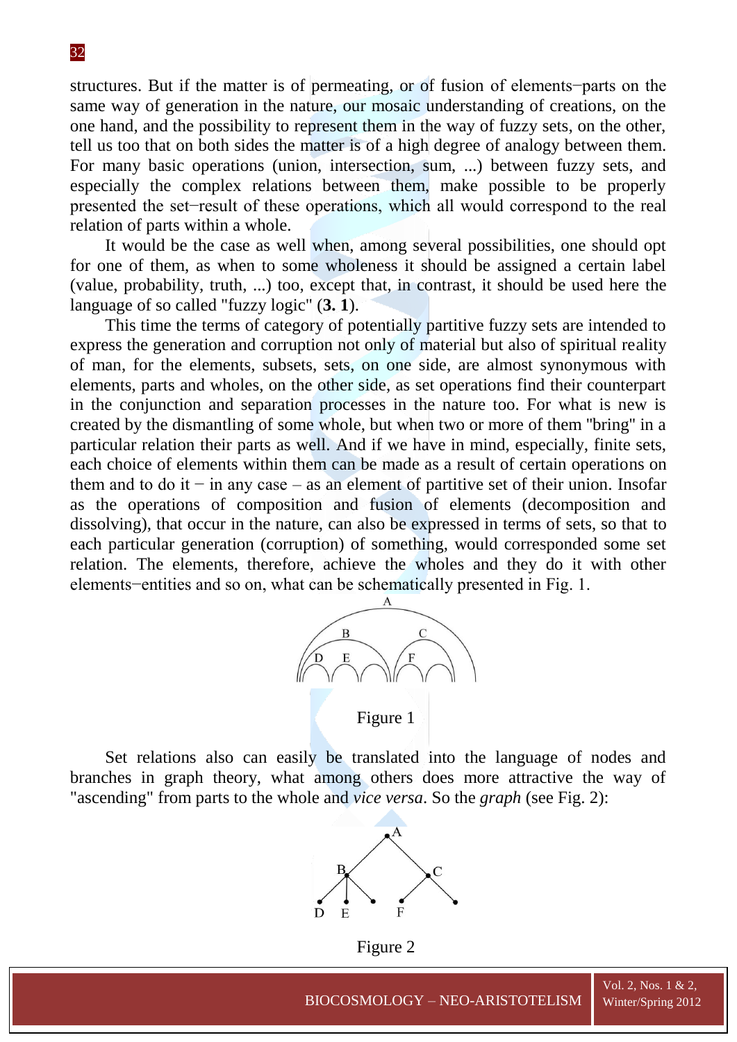structures. But if the matter is of permeating, or of fusion of elements−parts on the same way of generation in the nature, our mosaic understanding of creations, on the one hand, and the possibility to represent them in the way of fuzzy sets, on the other, tell us too that on both sides the matter is of a high degree of analogy between them. For many basic operations (union, intersection, sum, ...) between fuzzy sets, and especially the complex relations between them, make possible to be properly presented the set−result of these operations, which all would correspond to the real relation of parts within a whole.

It would be the case as well when, among several possibilities, one should opt for one of them, as when to some wholeness it should be assigned a certain label (value, probability, truth, ...) too, except that, in contrast, it should be used here the language of so called "fuzzy logic" (**3. 1**).

This time the terms of category of potentially partitive fuzzy sets are intended to express the generation and corruption not only of material but also of spiritual reality of man, for the elements, subsets, sets, on one side, are almost synonymous with elements, parts and wholes, on the other side, as set operations find their counterpart in the conjunction and separation processes in the nature too. For what is new is created by the dismantling of some whole, but when two or more of them "bring" in a particular relation their parts as well. And if we have in mind, especially, finite sets, each choice of elements within them can be made as a result of certain operations on them and to do it − in any case – as an element of partitive set of their union. Insofar as the operations of composition and fusion of elements (decomposition and dissolving), that occur in the nature, can also be expressed in terms of sets, so that to each particular generation (corruption) of something, would corresponded some set relation. The elements, therefore, achieve the wholes and they do it with other elements−entities and so on, what can be schematically presented in Fig. 1.

Figure 1

Set relations also can easily be translated into the language of nodes and branches in graph theory, what among others does more attractive the way of "ascending" from parts to the whole and *vice versa*. So the *graph* (see Fig. 2):

Figure 2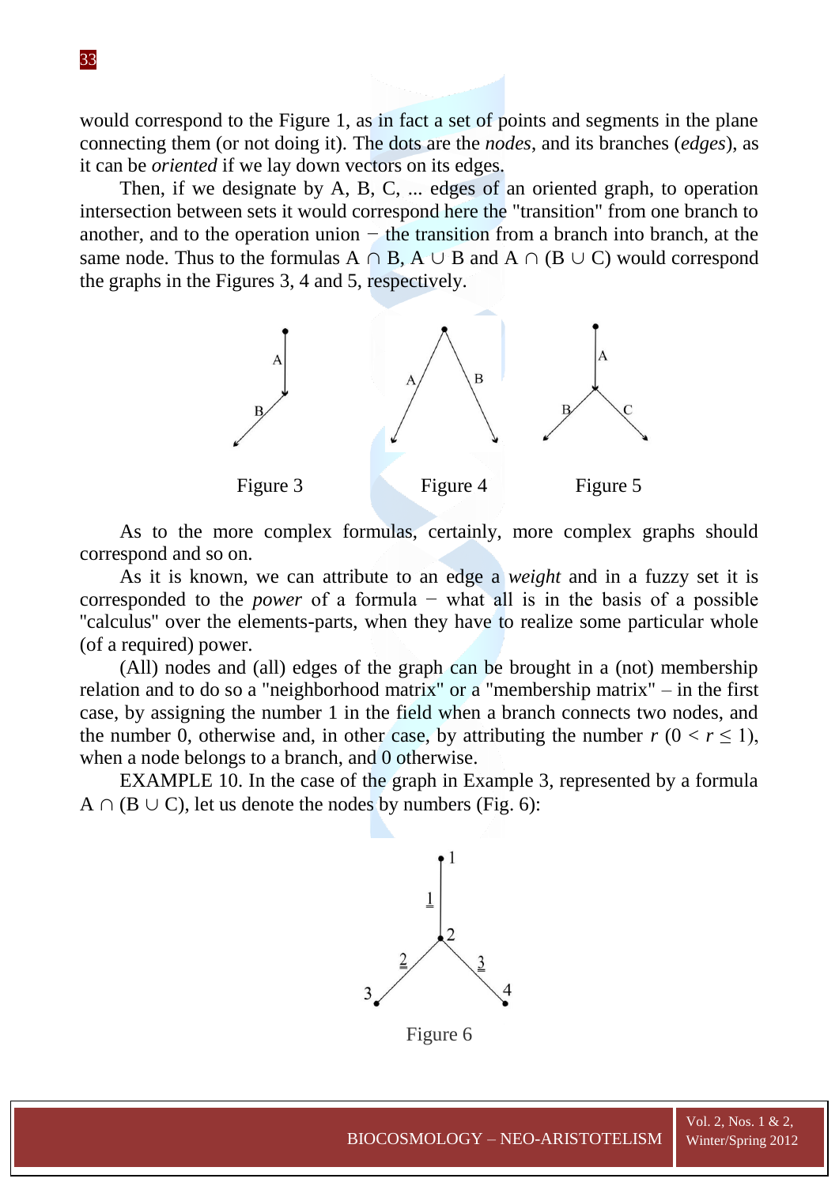would correspond to the Figure 1, as in fact a set of points and segments in the plane connecting them (or not doing it). The dots are the *nodes*, and its branches (*edges*), as it can be *oriented* if we lay down vectors on its edges.

Then, if we designate by A, B, C, ... edges of an oriented graph, to operation intersection between sets it would correspond here the "transition" from one branch to another, and to the operation union − the transition from a branch into branch, at the same node. Thus to the formulas $A \cap B$, $A \cup B$ and $A \cap (B \cup C)$ would correspond the graphs in the Figures 3, 4 and 5, respectively.

Figure 3    Figure 4    Figure 5

As to the more complex formulas, certainly, more complex graphs should correspond and so on.

As it is known, we can attribute to an edge a *weight* and in a fuzzy set it is corresponded to the *power* of a formula − what all is in the basis of a possible "calculus" over the elements-parts, when they have to realize some particular whole (of a required) power.

(All) nodes and (all) edges of the graph can be brought in a (not) membership relation and to do so a "neighborhood matrix" or a "membership matrix" – in the first case, by assigning the number 1 in the field when a branch connects two nodes, and the number 0, otherwise and, in other case, by attributing the number $r$ ($0 < r \leq 1$), when a node belongs to a branch, and 0 otherwise.

EXAMPLE 10. In the case of the graph in Example 3, represented by a formula $A \cap (B \cup C)$, let us denote the nodes by numbers (Fig. 6):

Figure 6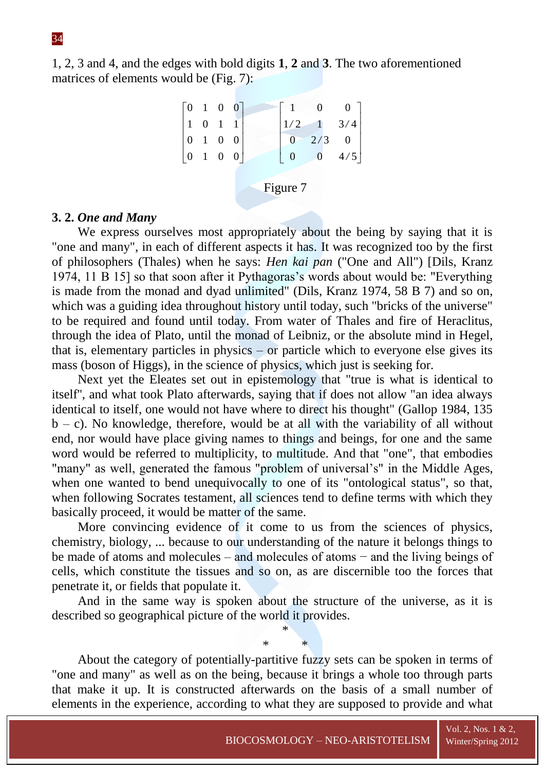1, 2, 3 and 4, and the edges with bold digits **1**, **2** and **3**. The two aforementioned matrices of elements would be (Fig. 7):

$$\begin{bmatrix} 0 & 1 & 0 & 0 \\ 1 & 0 & 1 & 1 \\ 0 & 1 & 0 & 0 \\ 0 & 1 & 0 & 0 \end{bmatrix} \qquad \begin{bmatrix} 1 & 0 & 0 \\ 1/2 & 1 & 3/4 \\ 0 & 2/3 & 0 \\ 0 & 0 & 4/5 \end{bmatrix}$$

Figure 7

**3. 2.** ***One and Many***

We express ourselves most appropriately about the being by saying that it is "one and many", in each of different aspects it has. It was recognized too by the first of philosophers (Thales) when he says: *Hen kai pan* ("One and All") [Dils, Kranz 1974, 11 B 15] so that soon after it Pythagoras's words about would be: "Everything is made from the monad and dyad unlimited" (Dils, Kranz 1974, 58 B 7) and so on, which was a guiding idea throughout history until today, such "bricks of the universe" to be required and found until today. From water of Thales and fire of Heraclitus, through the idea of Plato, until the monad of Leibniz, or the absolute mind in Hegel, that is, elementary particles in physics – or particle which to everyone else gives its mass (boson of Higgs), in the science of physics, which just is seeking for.

Next yet the Eleates set out in epistemology that "true is what is identical to itself", and what took Plato afterwards, saying that if does not allow "an idea always identical to itself, one would not have where to direct his thought" (Gallop 1984, 135 b – c). No knowledge, therefore, would be at all with the variability of all without end, nor would have place giving names to things and beings, for one and the same word would be referred to multiplicity, to multitude. And that "one", that embodies "many" as well, generated the famous "problem of universal's" in the Middle Ages, when one wanted to bend unequivocally to one of its "ontological status", so that, when following Socrates testament, all sciences tend to define terms with which they basically proceed, it would be matter of the same.

More convincing evidence of it come to us from the sciences of physics, chemistry, biology, ... because to our understanding of the nature it belongs things to be made of atoms and molecules – and molecules of atoms − and the living beings of cells, which constitute the tissues and so on, as are discernible too the forces that penetrate it, or fields that populate it.

And in the same way is spoken about the structure of the universe, as it is described so geographical picture of the world it provides.

\*
\* \*

About the category of potentially-partitive fuzzy sets can be spoken in terms of "one and many" as well as on the being, because it brings a whole too through parts that make it up. It is constructed afterwards on the basis of a small number of elements in the experience, according to what they are supposed to provide and what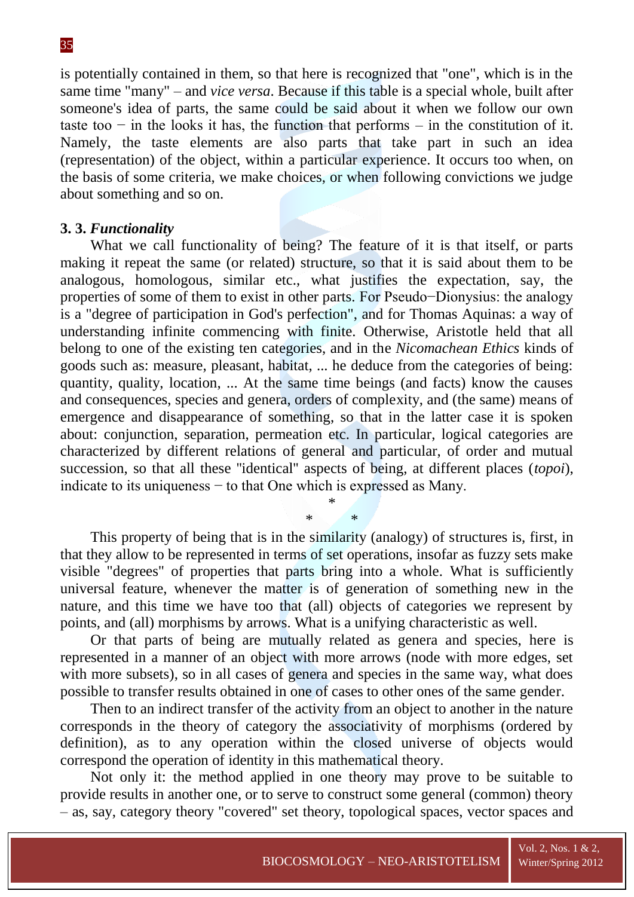is potentially contained in them, so that here is recognized that "one", which is in the same time "many" – and *vice versa*. Because if this table is a special whole, built after someone's idea of parts, the same could be said about it when we follow our own taste too − in the looks it has, the function that performs – in the constitution of it. Namely, the taste elements are also parts that take part in such an idea (representation) of the object, within a particular experience. It occurs too when, on the basis of some criteria, we make choices, or when following convictions we judge about something and so on.

### 3. 3. *Functionality*

What we call functionality of being? The feature of it is that itself, or parts making it repeat the same (or related) structure, so that it is said about them to be analogous, homologous, similar etc., what justifies the expectation, say, the properties of some of them to exist in other parts. For Pseudo−Dionysius: the analogy is a "degree of participation in God's perfection", and for Thomas Aquinas: a way of understanding infinite commencing with finite. Otherwise, Aristotle held that all belong to one of the existing ten categories, and in the *Nicomachean Ethics* kinds of goods such as: measure, pleasant, habitat, ... he deduce from the categories of being: quantity, quality, location, ... At the same time beings (and facts) know the causes and consequences, species and genera, orders of complexity, and (the same) means of emergence and disappearance of something, so that in the latter case it is spoken about: conjunction, separation, permeation etc. In particular, logical categories are characterized by different relations of general and particular, of order and mutual succession, so that all these "identical" aspects of being, at different places (*topoi*), indicate to its uniqueness − to that One which is expressed as Many.

\*

\* \*

This property of being that is in the similarity (analogy) of structures is, first, in that they allow to be represented in terms of set operations, insofar as fuzzy sets make visible "degrees" of properties that parts bring into a whole. What is sufficiently universal feature, whenever the matter is of generation of something new in the nature, and this time we have too that (all) objects of categories we represent by points, and (all) morphisms by arrows. What is a unifying characteristic as well.

Or that parts of being are mutually related as genera and species, here is represented in a manner of an object with more arrows (node with more edges, set with more subsets), so in all cases of genera and species in the same way, what does possible to transfer results obtained in one of cases to other ones of the same gender.

Then to an indirect transfer of the activity from an object to another in the nature corresponds in the theory of category the associativity of morphisms (ordered by definition), as to any operation within the closed universe of objects would correspond the operation of identity in this mathematical theory.

Not only it: the method applied in one theory may prove to be suitable to provide results in another one, or to serve to construct some general (common) theory – as, say, category theory "covered" set theory, topological spaces, vector spaces and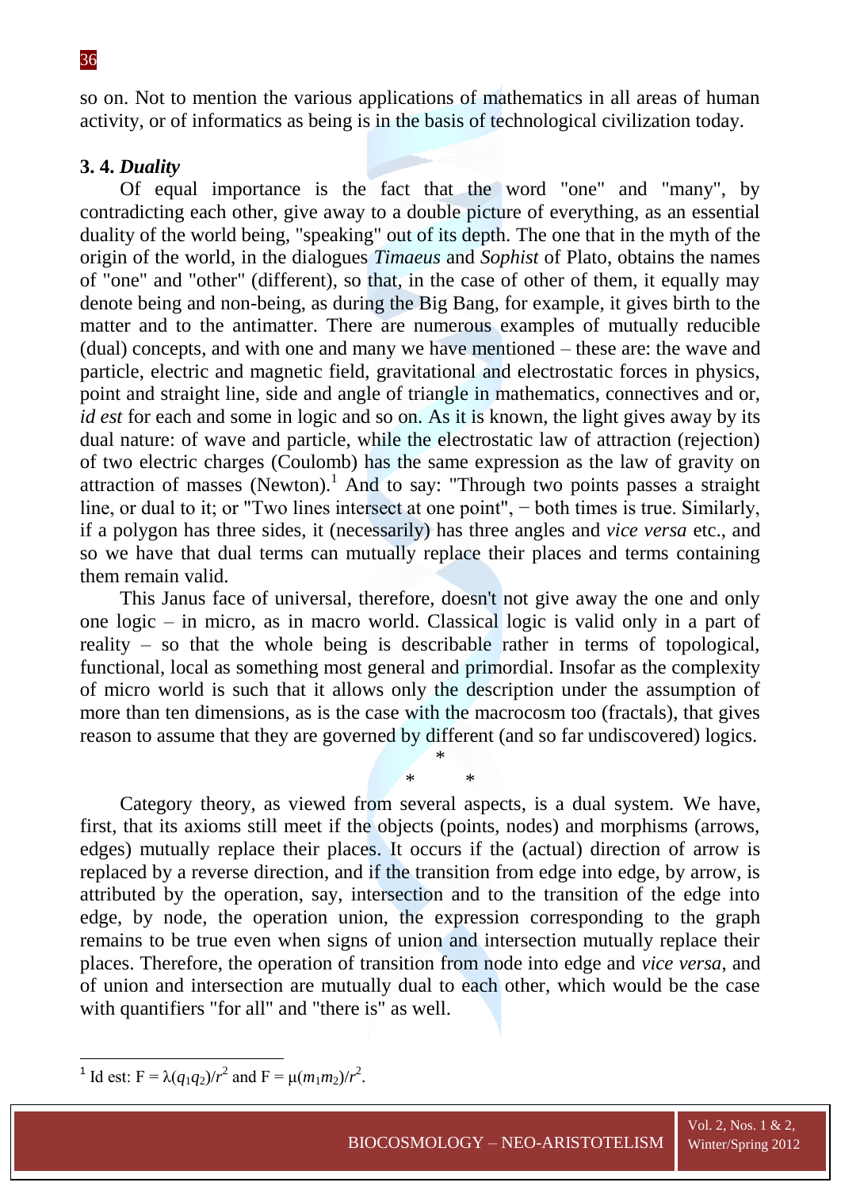so on. Not to mention the various applications of mathematics in all areas of human activity, or of informatics as being is in the basis of technological civilization today.

### 3. 4. *Duality*

Of equal importance is the fact that the word "one" and "many", by contradicting each other, give away to a double picture of everything, as an essential duality of the world being, "speaking" out of its depth. The one that in the myth of the origin of the world, in the dialogues *Timaeus* and *Sophist* of Plato, obtains the names of "one" and "other" (different), so that, in the case of other of them, it equally may denote being and non-being, as during the Big Bang, for example, it gives birth to the matter and to the antimatter. There are numerous examples of mutually reducible (dual) concepts, and with one and many we have mentioned – these are: the wave and particle, electric and magnetic field, gravitational and electrostatic forces in physics, point and straight line, side and angle of triangle in mathematics, connectives and or, *id est* for each and some in logic and so on. As it is known, the light gives away by its dual nature: of wave and particle, while the electrostatic law of attraction (rejection) of two electric charges (Coulomb) has the same expression as the law of gravity on attraction of masses (Newton).[1] And to say: "Through two points passes a straight line, or dual to it; or "Two lines intersect at one point", − both times is true. Similarly, if a polygon has three sides, it (necessarily) has three angles and *vice versa* etc., and so we have that dual terms can mutually replace their places and terms containing them remain valid.

This Janus face of universal, therefore, doesn't not give away the one and only one logic – in micro, as in macro world. Classical logic is valid only in a part of reality – so that the whole being is describable rather in terms of topological, functional, local as something most general and primordial. Insofar as the complexity of micro world is such that it allows only the description under the assumption of more than ten dimensions, as is the case with the macrocosm too (fractals), that gives reason to assume that they are governed by different (and so far undiscovered) logics.

\*

\* \*

Category theory, as viewed from several aspects, is a dual system. We have, first, that its axioms still meet if the objects (points, nodes) and morphisms (arrows, edges) mutually replace their places. It occurs if the (actual) direction of arrow is replaced by a reverse direction, and if the transition from edge into edge, by arrow, is attributed by the operation, say, intersection and to the transition of the edge into edge, by node, the operation union, the expression corresponding to the graph remains to be true even when signs of union and intersection mutually replace their places. Therefore, the operation of transition from node into edge and *vice versa*, and of union and intersection are mutually dual to each other, which would be the case with quantifiers "for all" and "there is" as well.

---

[1] Id est: $F = \lambda(q_1 q_2)/r^2$ and $F = \mu(m_1 m_2)/r^2$.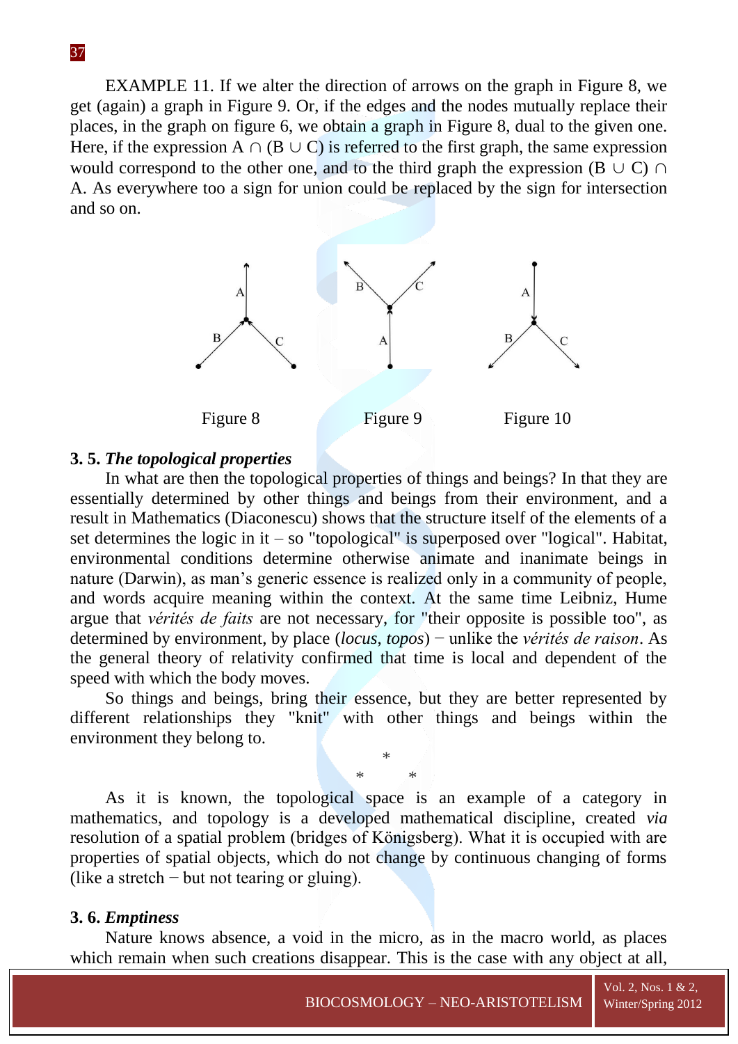EXAMPLE 11. If we alter the direction of arrows on the graph in Figure 8, we get (again) a graph in Figure 9. Or, if the edges and the nodes mutually replace their places, in the graph on figure 6, we obtain a graph in Figure 8, dual to the given one. Here, if the expression A ∩ (B ∪ C) is referred to the first graph, the same expression would correspond to the other one, and to the third graph the expression (B ∪ C) ∩ A. As everywhere too a sign for union could be replaced by the sign for intersection and so on.

Figure 8 Figure 9 Figure 10

### 3. 5. *The topological properties*

In what are then the topological properties of things and beings? In that they are essentially determined by other things and beings from their environment, and a result in Mathematics (Diaconescu) shows that the structure itself of the elements of a set determines the logic in it – so "topological" is superposed over "logical". Habitat, environmental conditions determine otherwise animate and inanimate beings in nature (Darwin), as man's generic essence is realized only in a community of people, and words acquire meaning within the context. At the same time Leibniz, Hume argue that *vérités de faits* are not necessary, for "their opposite is possible too", as determined by environment, by place (*locus*, *topos*) − unlike the *vérités de raison*. As the general theory of relativity confirmed that time is local and dependent of the speed with which the body moves.

So things and beings, bring their essence, but they are better represented by different relationships they "knit" with other things and beings within the environment they belong to.

\*

\* \*

As it is known, the topological space is an example of a category in mathematics, and topology is a developed mathematical discipline, created *via* resolution of a spatial problem (bridges of Königsberg). What it is occupied with are properties of spatial objects, which do not change by continuous changing of forms (like a stretch − but not tearing or gluing).

### 3. 6. *Emptiness*

Nature knows absence, a void in the micro, as in the macro world, as places which remain when such creations disappear. This is the case with any object at all,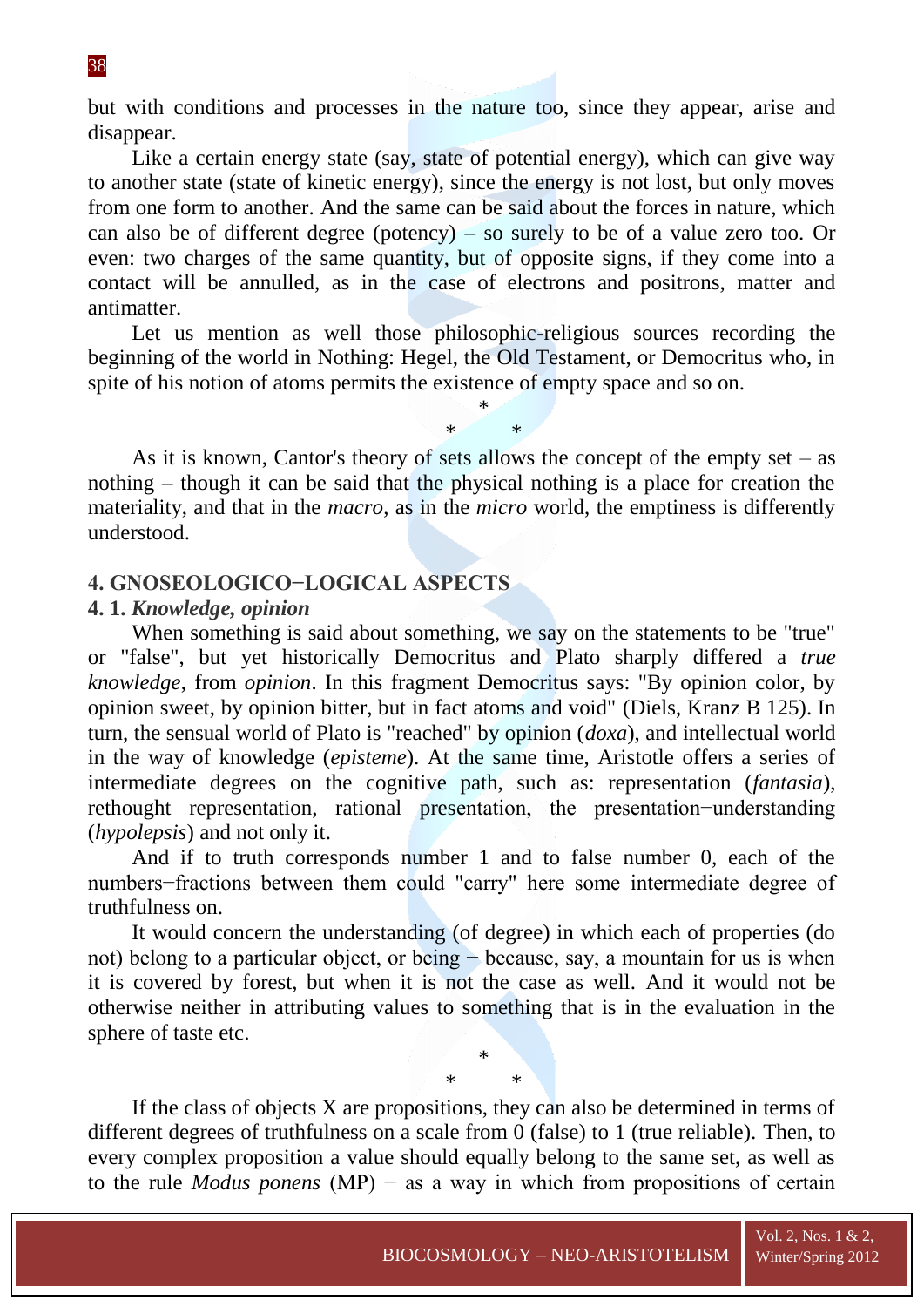but with conditions and processes in the nature too, since they appear, arise and disappear.

Like a certain energy state (say, state of potential energy), which can give way to another state (state of kinetic energy), since the energy is not lost, but only moves from one form to another. And the same can be said about the forces in nature, which can also be of different degree (potency) – so surely to be of a value zero too. Or even: two charges of the same quantity, but of opposite signs, if they come into a contact will be annulled, as in the case of electrons and positrons, matter and antimatter.

Let us mention as well those philosophic-religious sources recording the beginning of the world in Nothing: Hegel, the Old Testament, or Democritus who, in spite of his notion of atoms permits the existence of empty space and so on.

\*
\*   \*

As it is known, Cantor's theory of sets allows the concept of the empty set – as nothing – though it can be said that the physical nothing is a place for creation the materiality, and that in the *macro*, as in the *micro* world, the emptiness is differently understood.

## 4. GNOSEOLOGICO−LOGICAL ASPECTS

### 4. 1. *Knowledge, opinion*

When something is said about something, we say on the statements to be "true" or "false", but yet historically Democritus and Plato sharply differed a *true knowledge*, from *opinion*. In this fragment Democritus says: "By opinion color, by opinion sweet, by opinion bitter, but in fact atoms and void" (Diels, Kranz B 125). In turn, the sensual world of Plato is "reached" by opinion (*doxa*), and intellectual world in the way of knowledge (*episteme*). At the same time, Aristotle offers a series of intermediate degrees on the cognitive path, such as: representation (*fantasia*), rethought representation, rational presentation, the presentation−understanding (*hypolepsis*) and not only it.

And if to truth corresponds number 1 and to false number 0, each of the numbers−fractions between them could "carry" here some intermediate degree of truthfulness on.

It would concern the understanding (of degree) in which each of properties (do not) belong to a particular object, or being − because, say, a mountain for us is when it is covered by forest, but when it is not the case as well. And it would not be otherwise neither in attributing values to something that is in the evaluation in the sphere of taste etc.

\*
\*   \*

If the class of objects X are propositions, they can also be determined in terms of different degrees of truthfulness on a scale from 0 (false) to 1 (true reliable). Then, to every complex proposition a value should equally belong to the same set, as well as to the rule *Modus ponens* (MP) − as a way in which from propositions of certain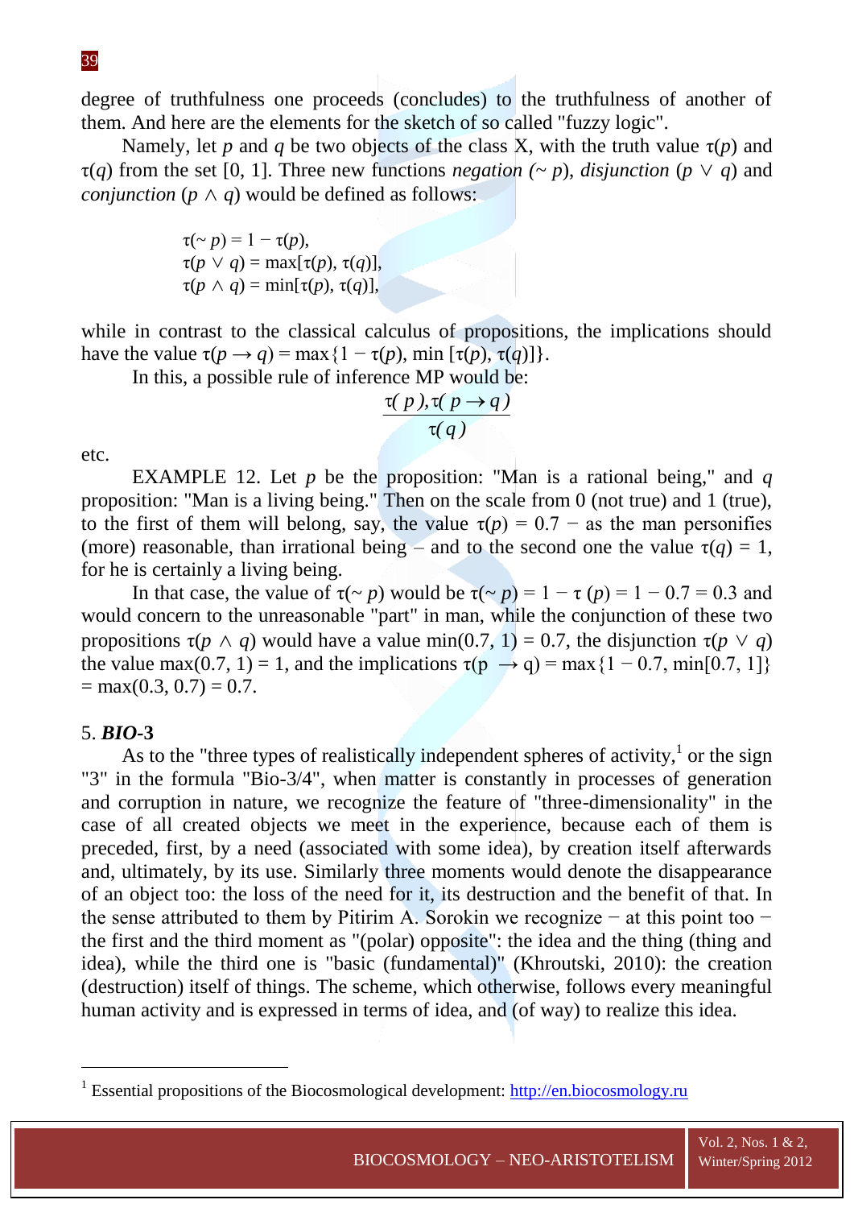degree of truthfulness one proceeds (concludes) to the truthfulness of another of them. And here are the elements for the sketch of so called "fuzzy logic".

Namely, let $p$ and $q$ be two objects of the class X, with the truth value $\tau(p)$ and $\tau(q)$ from the set [0, 1]. Three new functions *negation* ($\sim p$), *disjunction* ($p \vee q$) and *conjunction* ($p \wedge q$) would be defined as follows:

$$\tau(\sim p) = 1 - \tau(p),$$
$$\tau(p \vee q) = \max[\tau(p), \tau(q)],$$
$$\tau(p \wedge q) = \min[\tau(p), \tau(q)],$$

while in contrast to the classical calculus of propositions, the implications should have the value $\tau(p \rightarrow q) = \max\{1 - \tau(p), \min[\tau(p), \tau(q)]\}$.

In this, a possible rule of inference MP would be:

$$\frac{\tau(p), \tau(p \rightarrow q)}{\tau(q)}$$

etc.

EXAMPLE 12. Let $p$ be the proposition: "Man is a rational being," and $q$ proposition: "Man is a living being." Then on the scale from 0 (not true) and 1 (true), to the first of them will belong, say, the value $\tau(p) = 0.7$ − as the man personifies (more) reasonable, than irrational being – and to the second one the value $\tau(q) = 1$, for he is certainly a living being.

In that case, the value of $\tau(\sim p)$ would be $\tau(\sim p) = 1 - \tau(p) = 1 - 0.7 = 0.3$ and would concern to the unreasonable "part" in man, while the conjunction of these two propositions $\tau(p \wedge q)$ would have a value $\min(0.7, 1) = 0.7$, the disjunction $\tau(p \vee q)$ the value $\max(0.7, 1) = 1$, and the implications $\tau(p \rightarrow q) = \max\{1 - 0.7, \min[0.7, 1]\} = \max(0.3, 0.7) = 0.7$.

## 5. ***BIO*-3**

As to the "three types of realistically independent spheres of activity,[1] or the sign "3" in the formula "Bio-3/4", when matter is constantly in processes of generation and corruption in nature, we recognize the feature of "three-dimensionality" in the case of all created objects we meet in the experience, because each of them is preceded, first, by a need (associated with some idea), by creation itself afterwards and, ultimately, by its use. Similarly three moments would denote the disappearance of an object too: the loss of the need for it, its destruction and the benefit of that. In the sense attributed to them by Pitirim A. Sorokin we recognize − at this point too − the first and the third moment as "(polar) opposite": the idea and the thing (thing and idea), while the third one is "basic (fundamental)" (Khroutski, 2010): the creation (destruction) itself of things. The scheme, which otherwise, follows every meaningful human activity and is expressed in terms of idea, and (of way) to realize this idea.

---

[1] Essential propositions of the Biocosmological development: http://en.biocosmology.ru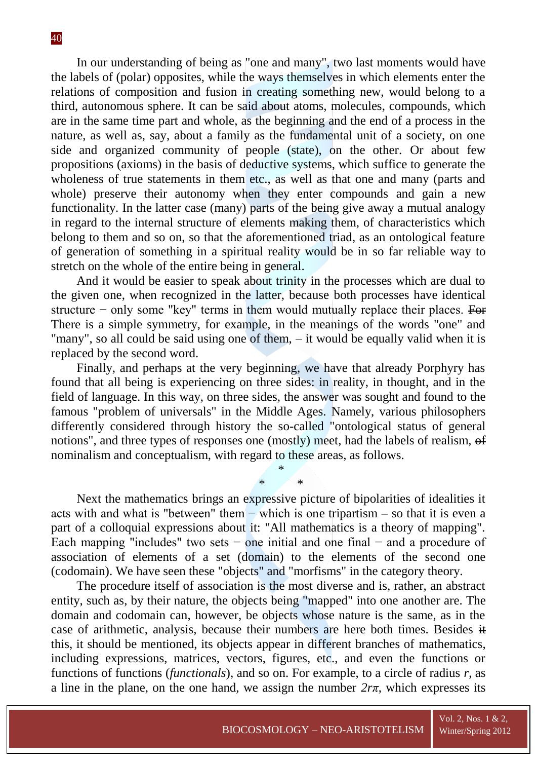In our understanding of being as "one and many", two last moments would have the labels of (polar) opposites, while the ways themselves in which elements enter the relations of composition and fusion in creating something new, would belong to a third, autonomous sphere. It can be said about atoms, molecules, compounds, which are in the same time part and whole, as the beginning and the end of a process in the nature, as well as, say, about a family as the fundamental unit of a society, on one side and organized community of people (state), on the other. Or about few propositions (axioms) in the basis of deductive systems, which suffice to generate the wholeness of true statements in them etc., as well as that one and many (parts and whole) preserve their autonomy when they enter compounds and gain a new functionality. In the latter case (many) parts of the being give away a mutual analogy in regard to the internal structure of elements making them, of characteristics which belong to them and so on, so that the aforementioned triad, as an ontological feature of generation of something in a spiritual reality would be in so far reliable way to stretch on the whole of the entire being in general.

And it would be easier to speak about trinity in the processes which are dual to the given one, when recognized in the latter, because both processes have identical structure − only some "key" terms in them would mutually replace their places. ~~For~~ There is a simple symmetry, for example, in the meanings of the words "one" and "many", so all could be said using one of them, – it would be equally valid when it is replaced by the second word.

Finally, and perhaps at the very beginning, we have that already Porphyry has found that all being is experiencing on three sides: in reality, in thought, and in the field of language. In this way, on three sides, the answer was sought and found to the famous "problem of universals" in the Middle Ages. Namely, various philosophers differently considered through history the so-called "ontological status of general notions", and three types of responses one (mostly) meet, had the labels of realism, ~~of~~ nominalism and conceptualism, with regard to these areas, as follows.

\*

\* \*

Next the mathematics brings an expressive picture of bipolarities of idealities it acts with and what is "between" them − which is one tripartism – so that it is even a part of a colloquial expressions about it: "All mathematics is a theory of mapping". Each mapping "includes" two sets − one initial and one final − and a procedure of association of elements of a set (domain) to the elements of the second one (codomain). We have seen these "objects" and "morfisms" in the category theory.

The procedure itself of association is the most diverse and is, rather, an abstract entity, such as, by their nature, the objects being "mapped" into one another are. The domain and codomain can, however, be objects whose nature is the same, as in the case of arithmetic, analysis, because their numbers are here both times. Besides ~~it~~ this, it should be mentioned, its objects appear in different branches of mathematics, including expressions, matrices, vectors, figures, etc., and even the functions or functions of functions (*functionals*), and so on. For example, to a circle of radius $r$, as a line in the plane, on the one hand, we assign the number $2r\pi$, which expresses its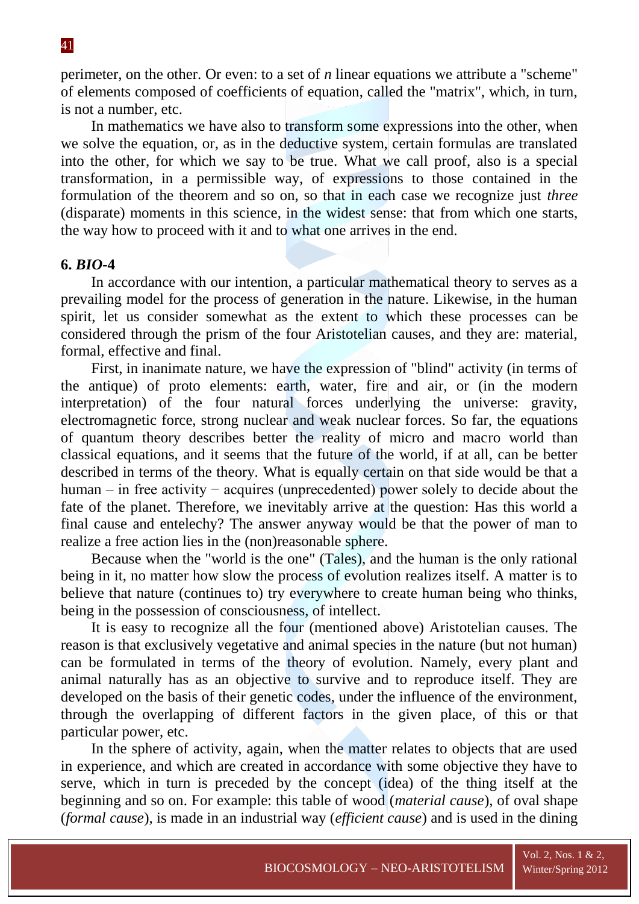perimeter, on the other. Or even: to a set of *n* linear equations we attribute a "scheme" of elements composed of coefficients of equation, called the "matrix", which, in turn, is not a number, etc.

In mathematics we have also to transform some expressions into the other, when we solve the equation, or, as in the deductive system, certain formulas are translated into the other, for which we say to be true. What we call proof, also is a special transformation, in a permissible way, of expressions to those contained in the formulation of the theorem and so on, so that in each case we recognize just *three* (disparate) moments in this science, in the widest sense: that from which one starts, the way how to proceed with it and to what one arrives in the end.

## 6. *BIO*-4

In accordance with our intention, a particular mathematical theory to serves as a prevailing model for the process of generation in the nature. Likewise, in the human spirit, let us consider somewhat as the extent to which these processes can be considered through the prism of the four Aristotelian causes, and they are: material, formal, effective and final.

First, in inanimate nature, we have the expression of "blind" activity (in terms of the antique) of proto elements: earth, water, fire and air, or (in the modern interpretation) of the four natural forces underlying the universe: gravity, electromagnetic force, strong nuclear and weak nuclear forces. So far, the equations of quantum theory describes better the reality of micro and macro world than classical equations, and it seems that the future of the world, if at all, can be better described in terms of the theory. What is equally certain on that side would be that a human – in free activity − acquires (unprecedented) power solely to decide about the fate of the planet. Therefore, we inevitably arrive at the question: Has this world a final cause and entelechy? The answer anyway would be that the power of man to realize a free action lies in the (non)reasonable sphere.

Because when the "world is the one" (Tales), and the human is the only rational being in it, no matter how slow the process of evolution realizes itself. A matter is to believe that nature (continues to) try everywhere to create human being who thinks, being in the possession of consciousness, of intellect.

It is easy to recognize all the four (mentioned above) Aristotelian causes. The reason is that exclusively vegetative and animal species in the nature (but not human) can be formulated in terms of the theory of evolution. Namely, every plant and animal naturally has as an objective to survive and to reproduce itself. They are developed on the basis of their genetic codes, under the influence of the environment, through the overlapping of different factors in the given place, of this or that particular power, etc.

In the sphere of activity, again, when the matter relates to objects that are used in experience, and which are created in accordance with some objective they have to serve, which in turn is preceded by the concept (idea) of the thing itself at the beginning and so on. For example: this table of wood (*material cause*), of oval shape (*formal cause*), is made in an industrial way (*efficient cause*) and is used in the dining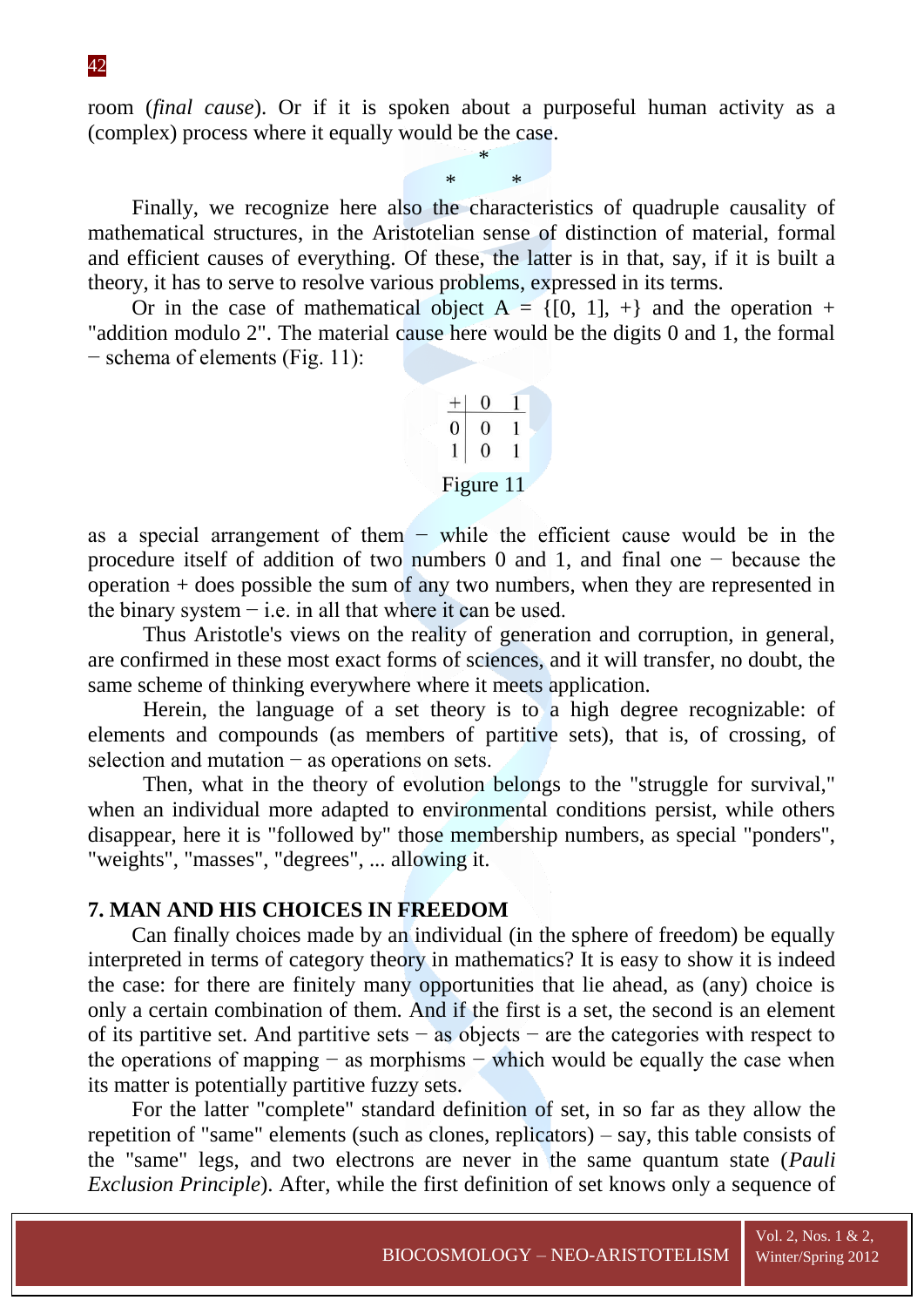room (*final cause*). Or if it is spoken about a purposeful human activity as a (complex) process where it equally would be the case.

\*

\*      \*

Finally, we recognize here also the characteristics of quadruple causality of mathematical structures, in the Aristotelian sense of distinction of material, formal and efficient causes of everything. Of these, the latter is in that, say, if it is built a theory, it has to serve to resolve various problems, expressed in its terms.

Or in the case of mathematical object A = {[0, 1], +} and the operation + "addition modulo 2". The material cause here would be the digits 0 and 1, the formal − schema of elements (Fig. 11):

| + | 0 | 1 |
|---|---|---|
| 0 | 0 | 1 |
| 1 | 0 | 1 |

Figure 11

as a special arrangement of them − while the efficient cause would be in the procedure itself of addition of two numbers 0 and 1, and final one − because the operation + does possible the sum of any two numbers, when they are represented in the binary system − i.e. in all that where it can be used.

Thus Aristotle's views on the reality of generation and corruption, in general, are confirmed in these most exact forms of sciences, and it will transfer, no doubt, the same scheme of thinking everywhere where it meets application.

Herein, the language of a set theory is to a high degree recognizable: of elements and compounds (as members of partitive sets), that is, of crossing, of selection and mutation − as operations on sets.

Then, what in the theory of evolution belongs to the "struggle for survival," when an individual more adapted to environmental conditions persist, while others disappear, here it is "followed by" those membership numbers, as special "ponders", "weights", "masses", "degrees", ... allowing it.

## 7. MAN AND HIS CHOICES IN FREEDOM

Can finally choices made by an individual (in the sphere of freedom) be equally interpreted in terms of category theory in mathematics? It is easy to show it is indeed the case: for there are finitely many opportunities that lie ahead, as (any) choice is only a certain combination of them. And if the first is a set, the second is an element of its partitive set. And partitive sets − as objects − are the categories with respect to the operations of mapping − as morphisms − which would be equally the case when its matter is potentially partitive fuzzy sets.

For the latter "complete" standard definition of set, in so far as they allow the repetition of "same" elements (such as clones, replicators) – say, this table consists of the "same" legs, and two electrons are never in the same quantum state (*Pauli Exclusion Principle*). After, while the first definition of set knows only a sequence of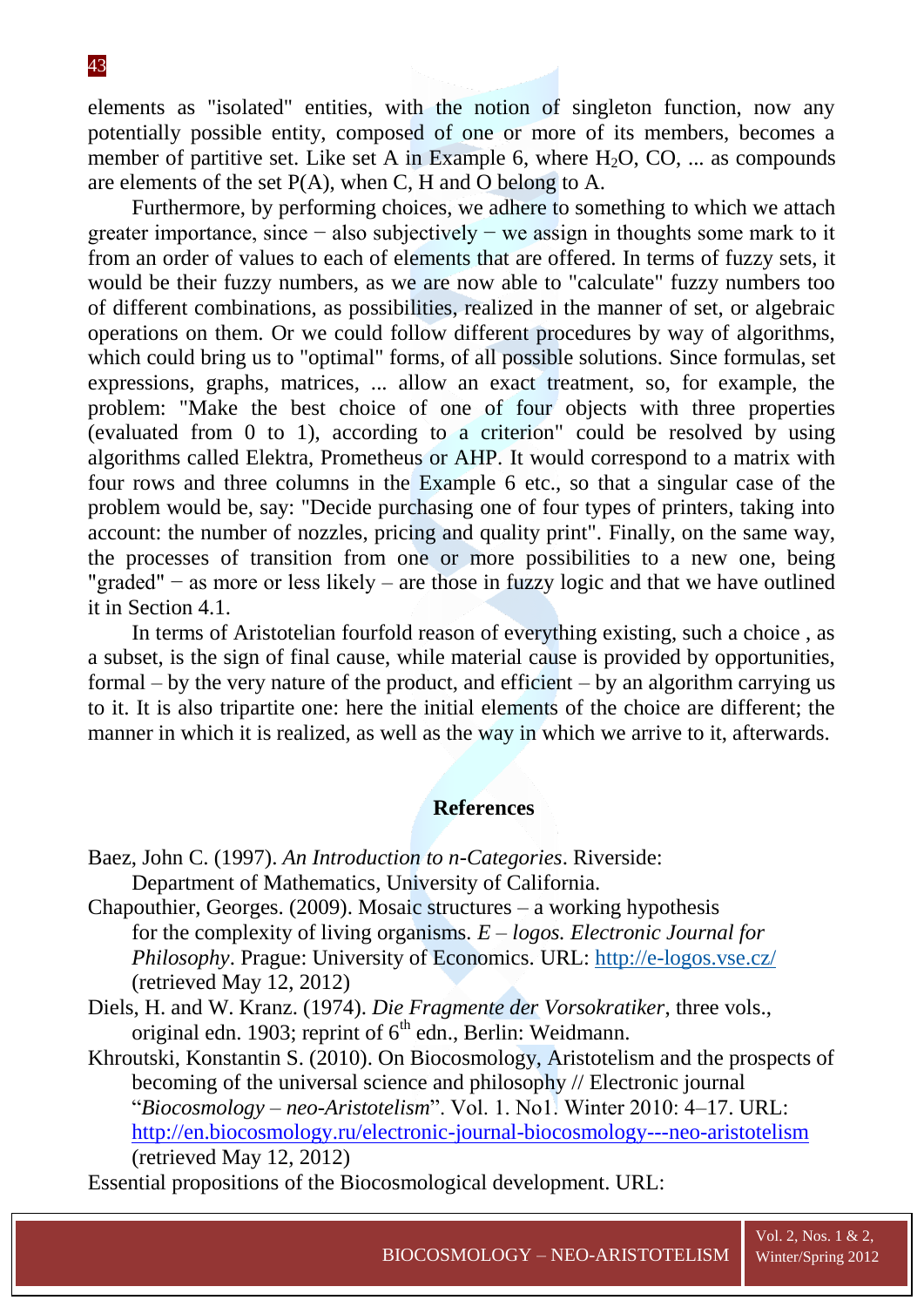elements as "isolated" entities, with the notion of singleton function, now any potentially possible entity, composed of one or more of its members, becomes a member of partitive set. Like set A in Example 6, where $H_2O$, CO, ... as compounds are elements of the set P(A), when C, H and O belong to A.

Furthermore, by performing choices, we adhere to something to which we attach greater importance, since − also subjectively − we assign in thoughts some mark to it from an order of values to each of elements that are offered. In terms of fuzzy sets, it would be their fuzzy numbers, as we are now able to "calculate" fuzzy numbers too of different combinations, as possibilities, realized in the manner of set, or algebraic operations on them. Or we could follow different procedures by way of algorithms, which could bring us to "optimal" forms, of all possible solutions. Since formulas, set expressions, graphs, matrices, ... allow an exact treatment, so, for example, the problem: "Make the best choice of one of four objects with three properties (evaluated from 0 to 1), according to a criterion" could be resolved by using algorithms called Elektra, Prometheus or AHP. It would correspond to a matrix with four rows and three columns in the Example 6 etc., so that a singular case of the problem would be, say: "Decide purchasing one of four types of printers, taking into account: the number of nozzles, pricing and quality print". Finally, on the same way, the processes of transition from one or more possibilities to a new one, being "graded" − as more or less likely – are those in fuzzy logic and that we have outlined it in Section 4.1.

In terms of Aristotelian fourfold reason of everything existing, such a choice , as a subset, is the sign of final cause, while material cause is provided by opportunities, formal – by the very nature of the product, and efficient – by an algorithm carrying us to it. It is also tripartite one: here the initial elements of the choice are different; the manner in which it is realized, as well as the way in which we arrive to it, afterwards.

## References

Baez, John C. (1997). *An Introduction to n-Categories*. Riverside: Department of Mathematics, University of California.

Chapouthier, Georges. (2009). Mosaic structures – a working hypothesis for the complexity of living organisms. *E – logos. Electronic Journal for Philosophy*. Prague: University of Economics. URL: http://e-logos.vse.cz/ (retrieved May 12, 2012)

Diels, H. and W. Kranz. (1974). *Die Fragmente der Vorsokratiker*, three vols., original edn. 1903; reprint of 6th edn., Berlin: Weidmann.

Khroutski, Konstantin S. (2010). On Biocosmology, Aristotelism and the prospects of becoming of the universal science and philosophy // Electronic journal "*Biocosmology – neo-Aristotelism*". Vol. 1. No1. Winter 2010: 4–17. URL: http://en.biocosmology.ru/electronic-journal-biocosmology---neo-aristotelism (retrieved May 12, 2012)

Essential propositions of the Biocosmological development. URL: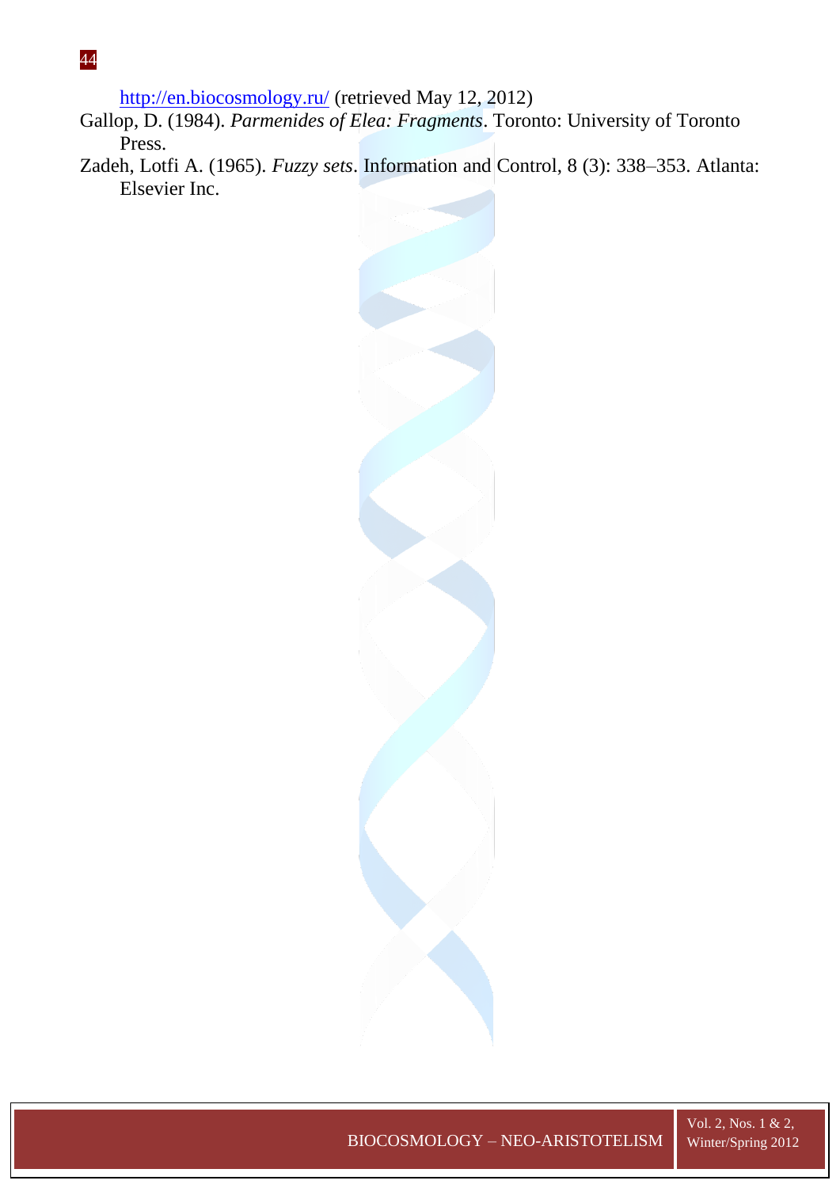http://en.biocosmology.ru/ (retrieved May 12, 2012)

Gallop, D. (1984). *Parmenides of Elea: Fragments*. Toronto: University of Toronto Press.

Zadeh, Lotfi A. (1965). *Fuzzy sets*. Information and Control, 8 (3): 338–353. Atlanta: Elsevier Inc.